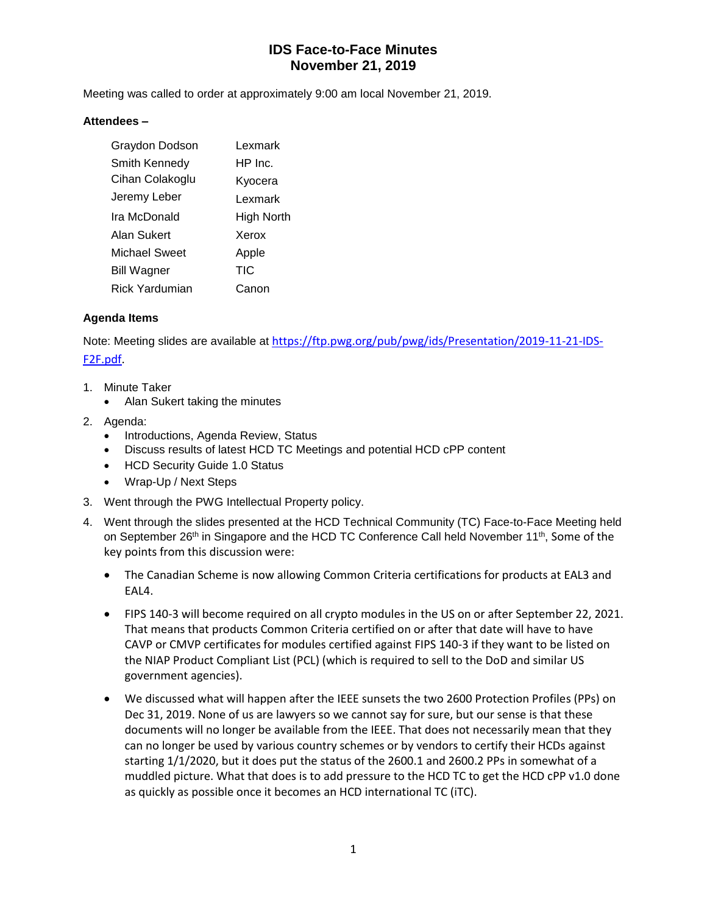# IDS Face-to-Face Minutes
# November 21, 2019

Meeting was called to order at approximately 9:00 am local November 21, 2019.

**Attendees –**

| | |
|---|---|
| Graydon Dodson | Lexmark |
| Smith Kennedy | HP Inc. |
| Cihan Colakoglu | Kyocera |
| Jeremy Leber | Lexmark |
| Ira McDonald | High North |
| Alan Sukert | Xerox |
| Michael Sweet | Apple |
| Bill Wagner | TIC |
| Rick Yardumian | Canon |

**Agenda Items**

Note: Meeting slides are available at https://ftp.pwg.org/pub/pwg/ids/Presentation/2019-11-21-IDS-F2F.pdf.

1. Minute Taker
   - Alan Sukert taking the minutes
2. Agenda:
   - Introductions, Agenda Review, Status
   - Discuss results of latest HCD TC Meetings and potential HCD cPP content
   - HCD Security Guide 1.0 Status
   - Wrap-Up / Next Steps
3. Went through the PWG Intellectual Property policy.
4. Went through the slides presented at the HCD Technical Community (TC) Face-to-Face Meeting held on September 26th in Singapore and the HCD TC Conference Call held November 11th, Some of the key points from this discussion were:
   - The Canadian Scheme is now allowing Common Criteria certifications for products at EAL3 and EAL4.
   - FIPS 140-3 will become required on all crypto modules in the US on or after September 22, 2021. That means that products Common Criteria certified on or after that date will have to have CAVP or CMVP certificates for modules certified against FIPS 140-3 if they want to be listed on the NIAP Product Compliant List (PCL) (which is required to sell to the DoD and similar US government agencies).
   - We discussed what will happen after the IEEE sunsets the two 2600 Protection Profiles (PPs) on Dec 31, 2019. None of us are lawyers so we cannot say for sure, but our sense is that these documents will no longer be available from the IEEE. That does not necessarily mean that they can no longer be used by various country schemes or by vendors to certify their HCDs against starting 1/1/2020, but it does put the status of the 2600.1 and 2600.2 PPs in somewhat of a muddled picture. What that does is to add pressure to the HCD TC to get the HCD cPP v1.0 done as quickly as possible once it becomes an HCD international TC (iTC).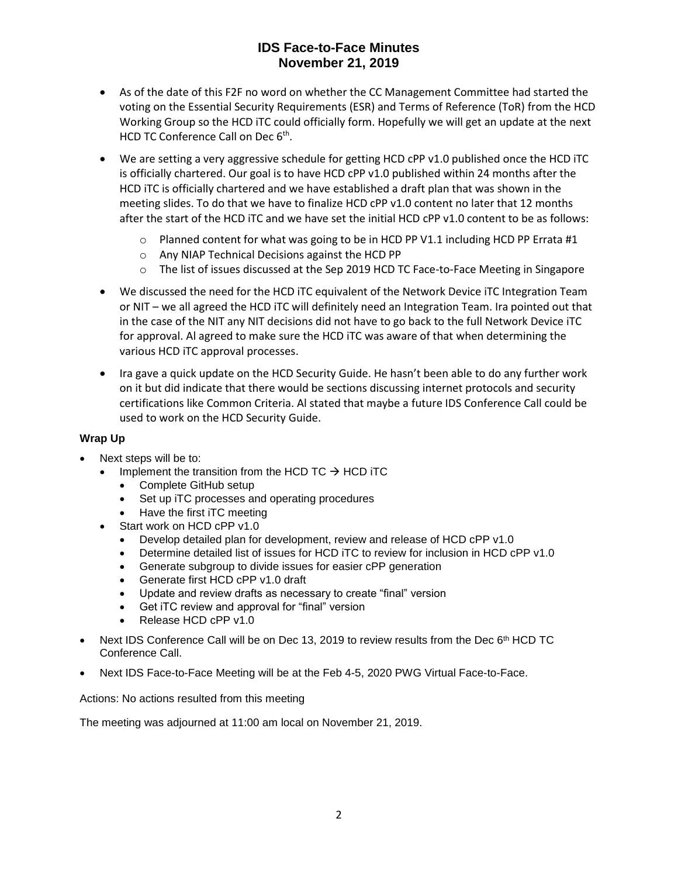- As of the date of this F2F no word on whether the CC Management Committee had started the voting on the Essential Security Requirements (ESR) and Terms of Reference (ToR) from the HCD Working Group so the HCD iTC could officially form. Hopefully we will get an update at the next HCD TC Conference Call on Dec 6th.
- We are setting a very aggressive schedule for getting HCD cPP v1.0 published once the HCD iTC is officially chartered. Our goal is to have HCD cPP v1.0 published within 24 months after the HCD iTC is officially chartered and we have established a draft plan that was shown in the meeting slides. To do that we have to finalize HCD cPP v1.0 content no later that 12 months after the start of the HCD iTC and we have set the initial HCD cPP v1.0 content to be as follows:
    - Planned content for what was going to be in HCD PP V1.1 including HCD PP Errata #1
    - Any NIAP Technical Decisions against the HCD PP
    - The list of issues discussed at the Sep 2019 HCD TC Face-to-Face Meeting in Singapore
- We discussed the need for the HCD iTC equivalent of the Network Device iTC Integration Team or NIT – we all agreed the HCD iTC will definitely need an Integration Team. Ira pointed out that in the case of the NIT any NIT decisions did not have to go back to the full Network Device iTC for approval. Al agreed to make sure the HCD iTC was aware of that when determining the various HCD iTC approval processes.
- Ira gave a quick update on the HCD Security Guide. He hasn't been able to do any further work on it but did indicate that there would be sections discussing internet protocols and security certifications like Common Criteria. Al stated that maybe a future IDS Conference Call could be used to work on the HCD Security Guide.

### Wrap Up

- Next steps will be to:
    - Implement the transition from the HCD TC → HCD iTC
        - Complete GitHub setup
        - Set up iTC processes and operating procedures
        - Have the first iTC meeting
    - Start work on HCD cPP v1.0
        - Develop detailed plan for development, review and release of HCD cPP v1.0
        - Determine detailed list of issues for HCD iTC to review for inclusion in HCD cPP v1.0
        - Generate subgroup to divide issues for easier cPP generation
        - Generate first HCD cPP v1.0 draft
        - Update and review drafts as necessary to create "final" version
        - Get iTC review and approval for "final" version
        - Release HCD cPP v1.0
- Next IDS Conference Call will be on Dec 13, 2019 to review results from the Dec 6th HCD TC Conference Call.
- Next IDS Face-to-Face Meeting will be at the Feb 4-5, 2020 PWG Virtual Face-to-Face.

Actions: No actions resulted from this meeting

The meeting was adjourned at 11:00 am local on November 21, 2019.